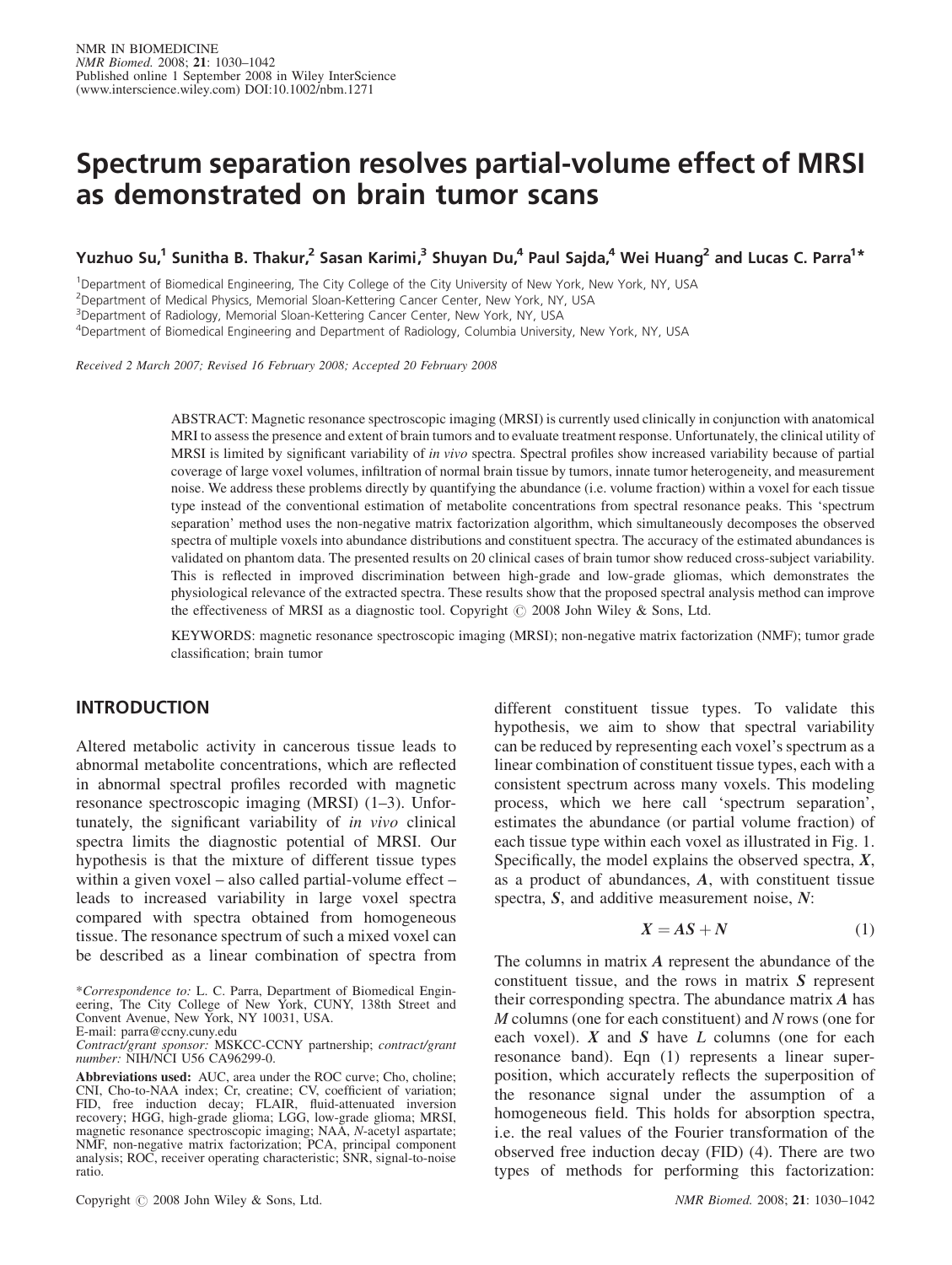# Spectrum separation resolves partial-volume effect of MRSI as demonstrated on brain tumor scans

Yuzhuo Su,[1] Sunitha B. Thakur,[2] Sasan Karimi,[3] Shuyan Du,[4] Paul Sajda,[4] Wei Huang[2] and Lucas C. Parra[1]*

[1]Department of Biomedical Engineering, The City College of the City University of New York, New York, NY, USA
[2]Department of Medical Physics, Memorial Sloan-Kettering Cancer Center, New York, NY, USA
[3]Department of Radiology, Memorial Sloan-Kettering Cancer Center, New York, NY, USA
[4]Department of Biomedical Engineering and Department of Radiology, Columbia University, New York, NY, USA

*Received 2 March 2007; Revised 16 February 2008; Accepted 20 February 2008*

ABSTRACT: Magnetic resonance spectroscopic imaging (MRSI) is currently used clinically in conjunction with anatomical MRI to assess the presence and extent of brain tumors and to evaluate treatment response. Unfortunately, the clinical utility of MRSI is limited by significant variability of *in vivo* spectra. Spectral profiles show increased variability because of partial coverage of large voxel volumes, infiltration of normal brain tissue by tumors, innate tumor heterogeneity, and measurement noise. We address these problems directly by quantifying the abundance (i.e. volume fraction) within a voxel for each tissue type instead of the conventional estimation of metabolite concentrations from spectral resonance peaks. This 'spectrum separation' method uses the non-negative matrix factorization algorithm, which simultaneously decomposes the observed spectra of multiple voxels into abundance distributions and constituent spectra. The accuracy of the estimated abundances is validated on phantom data. The presented results on 20 clinical cases of brain tumor show reduced cross-subject variability. This is reflected in improved discrimination between high-grade and low-grade gliomas, which demonstrates the physiological relevance of the extracted spectra. These results show that the proposed spectral analysis method can improve the effectiveness of MRSI as a diagnostic tool. Copyright © 2008 John Wiley & Sons, Ltd.

KEYWORDS: magnetic resonance spectroscopic imaging (MRSI); non-negative matrix factorization (NMF); tumor grade classification; brain tumor

## INTRODUCTION

Altered metabolic activity in cancerous tissue leads to abnormal metabolite concentrations, which are reflected in abnormal spectral profiles recorded with magnetic resonance spectroscopic imaging (MRSI) (1–3). Unfortunately, the significant variability of *in vivo* clinical spectra limits the diagnostic potential of MRSI. Our hypothesis is that the mixture of different tissue types within a given voxel – also called partial-volume effect – leads to increased variability in large voxel spectra compared with spectra obtained from homogeneous tissue. The resonance spectrum of such a mixed voxel can be described as a linear combination of spectra from different constituent tissue types. To validate this hypothesis, we aim to show that spectral variability can be reduced by representing each voxel's spectrum as a linear combination of constituent tissue types, each with a consistent spectrum across many voxels. This modeling process, which we here call 'spectrum separation', estimates the abundance (or partial volume fraction) of each tissue type within each voxel as illustrated in Fig. 1. Specifically, the model explains the observed spectra, $\boldsymbol{X}$, as a product of abundances, $\boldsymbol{A}$, with constituent tissue spectra, $\boldsymbol{S}$, and additive measurement noise, $\boldsymbol{N}$:

$$\boldsymbol{X} = \boldsymbol{A}\boldsymbol{S} + \boldsymbol{N} \tag{1}$$

The columns in matrix $\boldsymbol{A}$ represent the abundance of the constituent tissue, and the rows in matrix $\boldsymbol{S}$ represent their corresponding spectra. The abundance matrix $\boldsymbol{A}$ has $M$ columns (one for each constituent) and $N$ rows (one for each voxel). $\boldsymbol{X}$ and $\boldsymbol{S}$ have $L$ columns (one for each resonance band). Eqn (1) represents a linear superposition, which accurately reflects the superposition of the resonance signal under the assumption of a homogeneous field. This holds for absorption spectra, i.e. the real values of the Fourier transformation of the observed free induction decay (FID) (4). There are two types of methods for performing this factorization:

*Correspondence to: L. C. Parra, Department of Biomedical Engineering, The City College of New York, CUNY, 138th Street and Convent Avenue, New York, NY 10031, USA.
E-mail: parra@ccny.cuny.edu
*Contract/grant sponsor:* MSKCC-CCNY partnership; *contract/grant number:* NIH/NCI U56 CA96299-0.

**Abbreviations used:** AUC, area under the ROC curve; Cho, choline; CNI, Cho-to-NAA index; Cr, creatine; CV, coefficient of variation; FID, free induction decay; FLAIR, fluid-attenuated inversion recovery; HGG, high-grade glioma; LGG, low-grade glioma; MRSI, magnetic resonance spectroscopic imaging; NAA, *N*-acetyl aspartate; NMF, non-negative matrix factorization; PCA, principal component analysis; ROC, receiver operating characteristic; SNR, signal-to-noise ratio.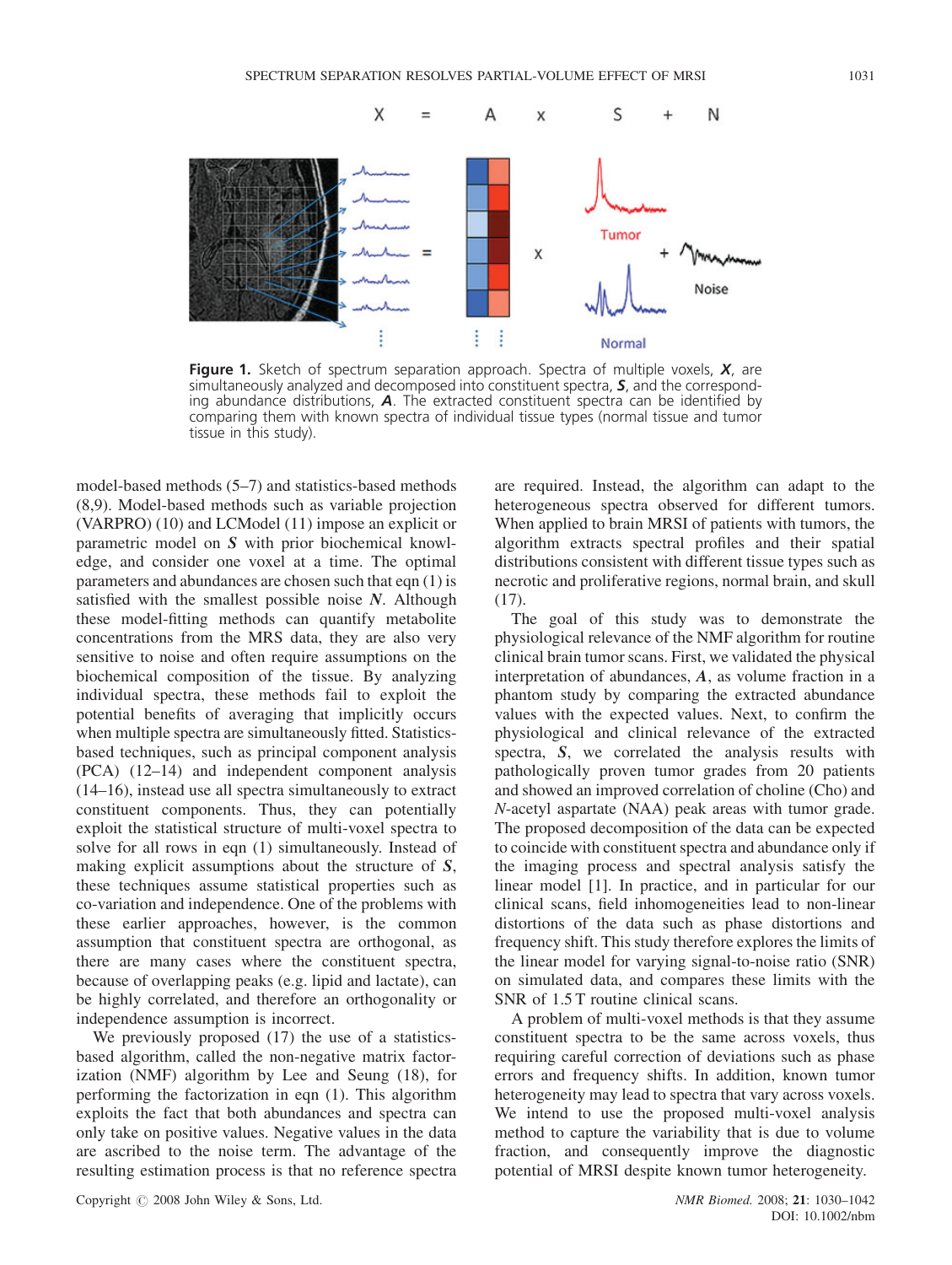**Figure 1.** Sketch of spectrum separation approach. Spectra of multiple voxels, $\boldsymbol{X}$, are simultaneously analyzed and decomposed into constituent spectra, $\boldsymbol{S}$, and the corresponding abundance distributions, $\boldsymbol{A}$. The extracted constituent spectra can be identified by comparing them with known spectra of individual tissue types (normal tissue and tumor tissue in this study).

model-based methods (5–7) and statistics-based methods (8,9). Model-based methods such as variable projection (VARPRO) (10) and LCModel (11) impose an explicit or parametric model on $\boldsymbol{S}$ with prior biochemical knowledge, and consider one voxel at a time. The optimal parameters and abundances are chosen such that eqn (1) is satisfied with the smallest possible noise $\boldsymbol{N}$. Although these model-fitting methods can quantify metabolite concentrations from the MRS data, they are also very sensitive to noise and often require assumptions on the biochemical composition of the tissue. By analyzing individual spectra, these methods fail to exploit the potential benefits of averaging that implicitly occurs when multiple spectra are simultaneously fitted. Statistics-based techniques, such as principal component analysis (PCA) (12–14) and independent component analysis (14–16), instead use all spectra simultaneously to extract constituent components. Thus, they can potentially exploit the statistical structure of multi-voxel spectra to solve for all rows in eqn (1) simultaneously. Instead of making explicit assumptions about the structure of $\boldsymbol{S}$, these techniques assume statistical properties such as co-variation and independence. One of the problems with these earlier approaches, however, is the common assumption that constituent spectra are orthogonal, as there are many cases where the constituent spectra, because of overlapping peaks (e.g. lipid and lactate), can be highly correlated, and therefore an orthogonality or independence assumption is incorrect.

We previously proposed (17) the use of a statistics-based algorithm, called the non-negative matrix factorization (NMF) algorithm by Lee and Seung (18), for performing the factorization in eqn (1). This algorithm exploits the fact that both abundances and spectra can only take on positive values. Negative values in the data are ascribed to the noise term. The advantage of the resulting estimation process is that no reference spectra are required. Instead, the algorithm can adapt to the heterogeneous spectra observed for different tumors. When applied to brain MRSI of patients with tumors, the algorithm extracts spectral profiles and their spatial distributions consistent with different tissue types such as necrotic and proliferative regions, normal brain, and skull (17).

The goal of this study was to demonstrate the physiological relevance of the NMF algorithm for routine clinical brain tumor scans. First, we validated the physical interpretation of abundances, $\boldsymbol{A}$, as volume fraction in a phantom study by comparing the extracted abundance values with the expected values. Next, to confirm the physiological and clinical relevance of the extracted spectra, $\boldsymbol{S}$, we correlated the analysis results with pathologically proven tumor grades from 20 patients and showed an improved correlation of choline (Cho) and $N$-acetyl aspartate (NAA) peak areas with tumor grade. The proposed decomposition of the data can be expected to coincide with constituent spectra and abundance only if the imaging process and spectral analysis satisfy the linear model [1]. In practice, and in particular for our clinical scans, field inhomogeneities lead to non-linear distortions of the data such as phase distortions and frequency shift. This study therefore explores the limits of the linear model for varying signal-to-noise ratio (SNR) on simulated data, and compares these limits with the SNR of 1.5 T routine clinical scans.

A problem of multi-voxel methods is that they assume constituent spectra to be the same across voxels, thus requiring careful correction of deviations such as phase errors and frequency shifts. In addition, known tumor heterogeneity may lead to spectra that vary across voxels. We intend to use the proposed multi-voxel analysis method to capture the variability that is due to volume fraction, and consequently improve the diagnostic potential of MRSI despite known tumor heterogeneity.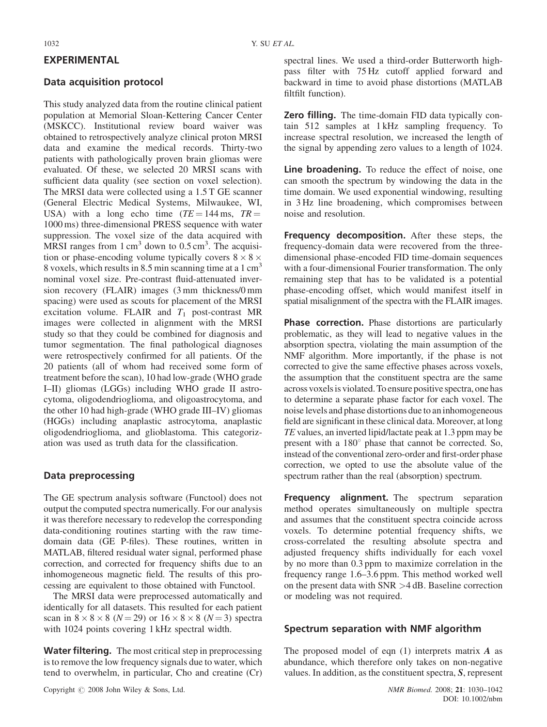## EXPERIMENTAL

### Data acquisition protocol

This study analyzed data from the routine clinical patient population at Memorial Sloan-Kettering Cancer Center (MSKCC). Institutional review board waiver was obtained to retrospectively analyze clinical proton MRSI data and examine the medical records. Thirty-two patients with pathologically proven brain gliomas were evaluated. Of these, we selected 20 MRSI scans with sufficient data quality (see section on voxel selection). The MRSI data were collected using a 1.5 T GE scanner (General Electric Medical Systems, Milwaukee, WI, USA) with a long echo time ($TE = 144$ ms, $TR = 1000$ ms) three-dimensional PRESS sequence with water suppression. The voxel size of the data acquired with MRSI ranges from 1 $cm^3$ down to 0.5 $cm^3$. The acquisition or phase-encoding volume typically covers $8 \times 8 \times 8$ voxels, which results in 8.5 min scanning time at a 1 $cm^3$ nominal voxel size. Pre-contrast fluid-attenuated inversion recovery (FLAIR) images (3 mm thickness/0 mm spacing) were used as scouts for placement of the MRSI excitation volume. FLAIR and $T_1$ post-contrast MR images were collected in alignment with the MRSI study so that they could be combined for diagnosis and tumor segmentation. The final pathological diagnoses were retrospectively confirmed for all patients. Of the 20 patients (all of whom had received some form of treatment before the scan), 10 had low-grade (WHO grade I–II) gliomas (LGGs) including WHO grade II astrocytoma, oligodendrioglioma, and oligoastrocytoma, and the other 10 had high-grade (WHO grade III–IV) gliomas (HGGs) including anaplastic astrocytoma, anaplastic oligodendrioglioma, and glioblastoma. This categorization was used as truth data for the classification.

### Data preprocessing

The GE spectrum analysis software (Functool) does not output the computed spectra numerically. For our analysis it was therefore necessary to redevelop the corresponding data-conditioning routines starting with the raw time-domain data (GE P-files). These routines, written in MATLAB, filtered residual water signal, performed phase correction, and corrected for frequency shifts due to an inhomogeneous magnetic field. The results of this processing are equivalent to those obtained with Functool.

The MRSI data were preprocessed automatically and identically for all datasets. This resulted for each patient scan in $8 \times 8 \times 8$ ($N = 29$) or $16 \times 8 \times 8$ ($N = 3$) spectra with 1024 points covering 1 kHz spectral width.

**Water filtering.** The most critical step in preprocessing is to remove the low frequency signals due to water, which tend to overwhelm, in particular, Cho and creatine (Cr) spectral lines. We used a third-order Butterworth high-pass filter with 75 Hz cutoff applied forward and backward in time to avoid phase distortions (MATLAB filtfilt function).

**Zero filling.** The time-domain FID data typically contain 512 samples at 1 kHz sampling frequency. To increase spectral resolution, we increased the length of the signal by appending zero values to a length of 1024.

**Line broadening.** To reduce the effect of noise, one can smooth the spectrum by windowing the data in the time domain. We used exponential windowing, resulting in 3 Hz line broadening, which compromises between noise and resolution.

**Frequency decomposition.** After these steps, the frequency-domain data were recovered from the three-dimensional phase-encoded FID time-domain sequences with a four-dimensional Fourier transformation. The only remaining step that has to be validated is a potential phase-encoding offset, which would manifest itself in spatial misalignment of the spectra with the FLAIR images.

**Phase correction.** Phase distortions are particularly problematic, as they will lead to negative values in the absorption spectra, violating the main assumption of the NMF algorithm. More importantly, if the phase is not corrected to give the same effective phases across voxels, the assumption that the constituent spectra are the same across voxels is violated. To ensure positive spectra, one has to determine a separate phase factor for each voxel. The noise levels and phase distortions due to an inhomogeneous field are significant in these clinical data. Moreover, at long $TE$ values, an inverted lipid/lactate peak at 1.3 ppm may be present with a 180° phase that cannot be corrected. So, instead of the conventional zero-order and first-order phase correction, we opted to use the absolute value of the spectrum rather than the real (absorption) spectrum.

**Frequency alignment.** The spectrum separation method operates simultaneously on multiple spectra and assumes that the constituent spectra coincide across voxels. To determine potential frequency shifts, we cross-correlated the resulting absolute spectra and adjusted frequency shifts individually for each voxel by no more than 0.3 ppm to maximize correlation in the frequency range 1.6–3.6 ppm. This method worked well on the present data with SNR >4 dB. Baseline correction or modeling was not required.

### Spectrum separation with NMF algorithm

The proposed model of eqn (1) interprets matrix $\boldsymbol{A}$ as abundance, which therefore only takes on non-negative values. In addition, as the constituent spectra, $\boldsymbol{S}$, represent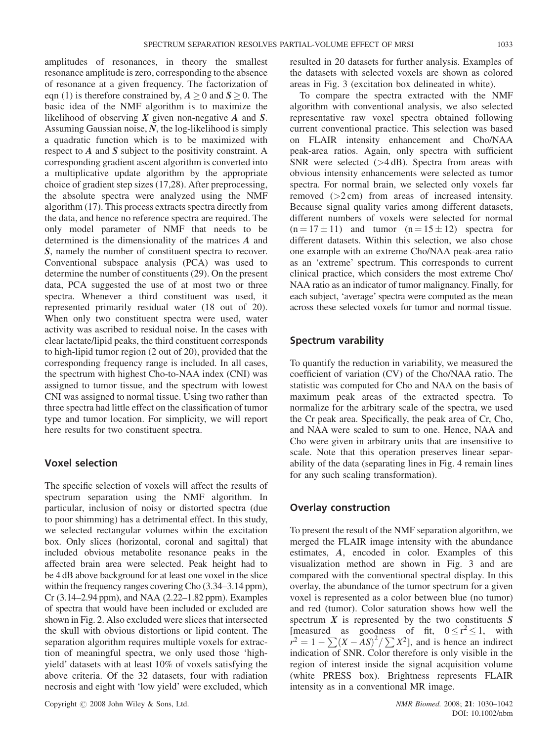amplitudes of resonances, in theory the smallest resonance amplitude is zero, corresponding to the absence of resonance at a given frequency. The factorization of eqn (1) is therefore constrained by, $A \geq 0$ and $S \geq 0$. The basic idea of the NMF algorithm is to maximize the likelihood of observing $X$ given non-negative $A$ and $S$. Assuming Gaussian noise, $N$, the log-likelihood is simply a quadratic function which is to be maximized with respect to $A$ and $S$ subject to the positivity constraint. A corresponding gradient ascent algorithm is converted into a multiplicative update algorithm by the appropriate choice of gradient step sizes (17,28). After preprocessing, the absolute spectra were analyzed using the NMF algorithm (17). This process extracts spectra directly from the data, and hence no reference spectra are required. The only model parameter of NMF that needs to be determined is the dimensionality of the matrices $A$ and $S$, namely the number of constituent spectra to recover. Conventional subspace analysis (PCA) was used to determine the number of constituents (29). On the present data, PCA suggested the use of at most two or three spectra. Whenever a third constituent was used, it represented primarily residual water (18 out of 20). When only two constituent spectra were used, water activity was ascribed to residual noise. In the cases with clear lactate/lipid peaks, the third constituent corresponds to high-lipid tumor region (2 out of 20), provided that the corresponding frequency range is included. In all cases, the spectrum with highest Cho-to-NAA index (CNI) was assigned to tumor tissue, and the spectrum with lowest CNI was assigned to normal tissue. Using two rather than three spectra had little effect on the classification of tumor type and tumor location. For simplicity, we will report here results for two constituent spectra.

## Voxel selection

The specific selection of voxels will affect the results of spectrum separation using the NMF algorithm. In particular, inclusion of noisy or distorted spectra (due to poor shimming) has a detrimental effect. In this study, we selected rectangular volumes within the excitation box. Only slices (horizontal, coronal and sagittal) that included obvious metabolite resonance peaks in the affected brain area were selected. Peak height had to be 4 dB above background for at least one voxel in the slice within the frequency ranges covering Cho (3.34–3.14 ppm), Cr (3.14–2.94 ppm), and NAA (2.22–1.82 ppm). Examples of spectra that would have been included or excluded are shown in Fig. 2. Also excluded were slices that intersected the skull with obvious distortions or lipid content. The separation algorithm requires multiple voxels for extraction of meaningful spectra, we only used those 'high-yield' datasets with at least 10% of voxels satisfying the above criteria. Of the 32 datasets, four with radiation necrosis and eight with 'low yield' were excluded, which resulted in 20 datasets for further analysis. Examples of the datasets with selected voxels are shown as colored areas in Fig. 3 (excitation box delineated in white).

To compare the spectra extracted with the NMF algorithm with conventional analysis, we also selected representative raw voxel spectra obtained following current conventional practice. This selection was based on FLAIR intensity enhancement and Cho/NAA peak-area ratios. Again, only spectra with sufficient SNR were selected (>4 dB). Spectra from areas with obvious intensity enhancements were selected as tumor spectra. For normal brain, we selected only voxels far removed (>2 cm) from areas of increased intensity. Because signal quality varies among different datasets, different numbers of voxels were selected for normal ($n = 17 \pm 11$) and tumor ($n = 15 \pm 12$) spectra for different datasets. Within this selection, we also chose one example with an extreme Cho/NAA peak-area ratio as an 'extreme' spectrum. This corresponds to current clinical practice, which considers the most extreme Cho/NAA ratio as an indicator of tumor malignancy. Finally, for each subject, 'average' spectra were computed as the mean across these selected voxels for tumor and normal tissue.

## Spectrum varability

To quantify the reduction in variability, we measured the coefficient of variation (CV) of the Cho/NAA ratio. The statistic was computed for Cho and NAA on the basis of maximum peak areas of the extracted spectra. To normalize for the arbitrary scale of the spectra, we used the Cr peak area. Specifically, the peak area of Cr, Cho, and NAA were scaled to sum to one. Hence, NAA and Cho were given in arbitrary units that are insensitive to scale. Note that this operation preserves linear separability of the data (separating lines in Fig. 4 remain lines for any such scaling transformation).

## Overlay construction

To present the result of the NMF separation algorithm, we merged the FLAIR image intensity with the abundance estimates, $A$, encoded in color. Examples of this visualization method are shown in Fig. 3 and are compared with the conventional spectral display. In this overlay, the abundance of the tumor spectrum for a given voxel is represented as a color between blue (no tumor) and red (tumor). Color saturation shows how well the spectrum $X$ is represented by the two constituents $S$ [measured as goodness of fit, $0 \leq r^2 \leq 1$, with $r^2 = 1 - \sum(X - AS)^2 / \sum X^2$], and is hence an indirect indication of SNR. Color therefore is only visible in the region of interest inside the signal acquisition volume (white PRESS box). Brightness represents FLAIR intensity as in a conventional MR image.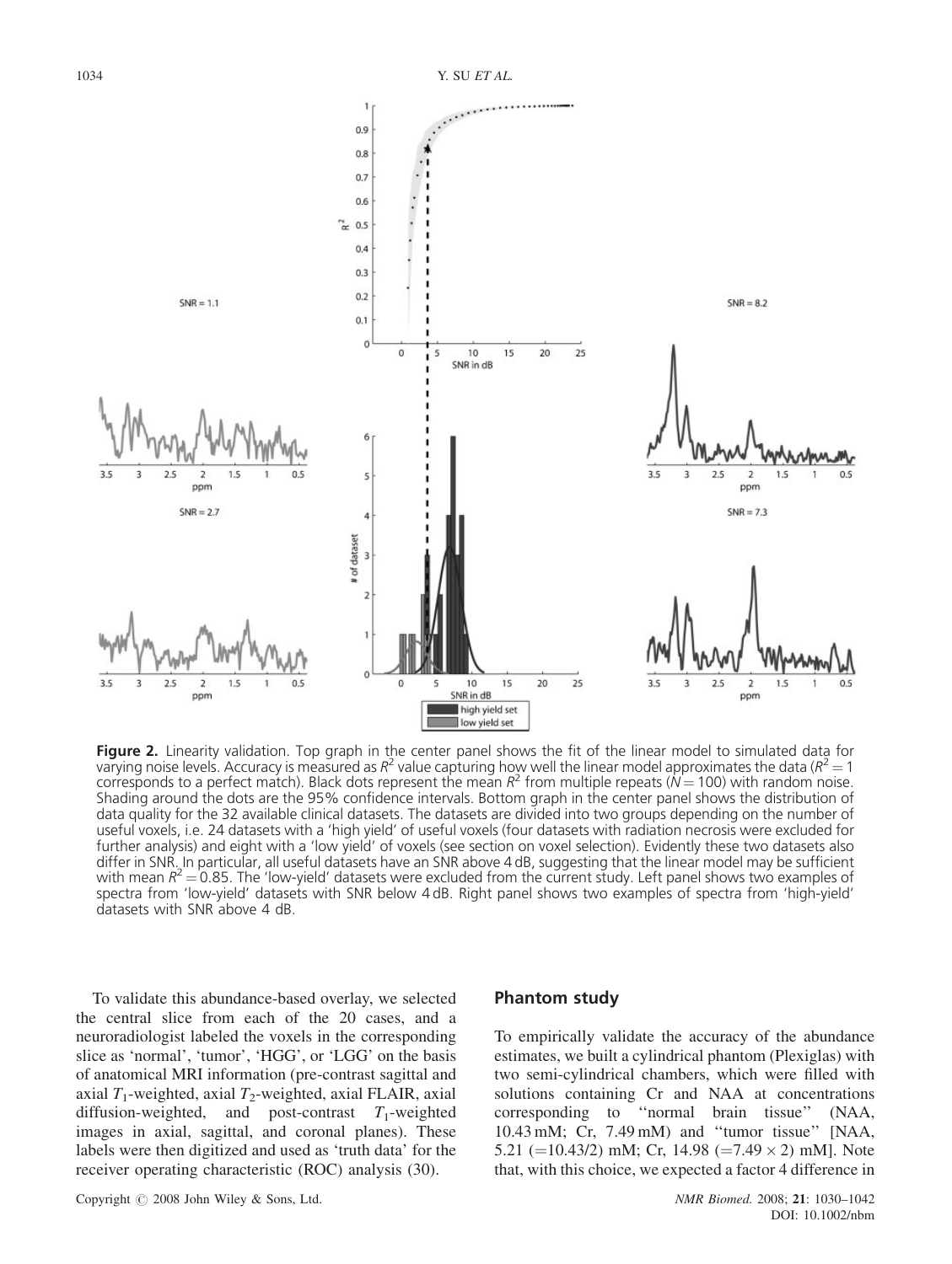**Figure 2.** Linearity validation. Top graph in the center panel shows the fit of the linear model to simulated data for varying noise levels. Accuracy is measured as $R^2$ value capturing how well the linear model approximates the data ($R^2 = 1$ corresponds to a perfect match). Black dots represent the mean $R^2$ from multiple repeats ($N = 100$) with random noise. Shading around the dots are the 95% confidence intervals. Bottom graph in the center panel shows the distribution of data quality for the 32 available clinical datasets. The datasets are divided into two groups depending on the number of useful voxels, i.e. 24 datasets with a 'high yield' of useful voxels (four datasets with radiation necrosis were excluded for further analysis) and eight with a 'low yield' of voxels (see section on voxel selection). Evidently these two datasets also differ in SNR. In particular, all useful datasets have an SNR above 4 dB, suggesting that the linear model may be sufficient with mean $R^2 = 0.85$. The 'low-yield' datasets were excluded from the current study. Left panel shows two examples of spectra from 'low-yield' datasets with SNR below 4 dB. Right panel shows two examples of spectra from 'high-yield' datasets with SNR above 4 dB.

To validate this abundance-based overlay, we selected the central slice from each of the 20 cases, and a neuroradiologist labeled the voxels in the corresponding slice as 'normal', 'tumor', 'HGG', or 'LGG' on the basis of anatomical MRI information (pre-contrast sagittal and axial $T_1$-weighted, axial $T_2$-weighted, axial FLAIR, axial diffusion-weighted, and post-contrast $T_1$-weighted images in axial, sagittal, and coronal planes). These labels were then digitized and used as 'truth data' for the receiver operating characteristic (ROC) analysis (30).

## Phantom study

To empirically validate the accuracy of the abundance estimates, we built a cylindrical phantom (Plexiglas) with two semi-cylindrical chambers, which were filled with solutions containing Cr and NAA at concentrations corresponding to ''normal brain tissue'' (NAA, 10.43 mM; Cr, 7.49 mM) and ''tumor tissue'' [NAA, 5.21 (=10.43/2) mM; Cr, 14.98 (=7.49 × 2) mM]. Note that, with this choice, we expected a factor 4 difference in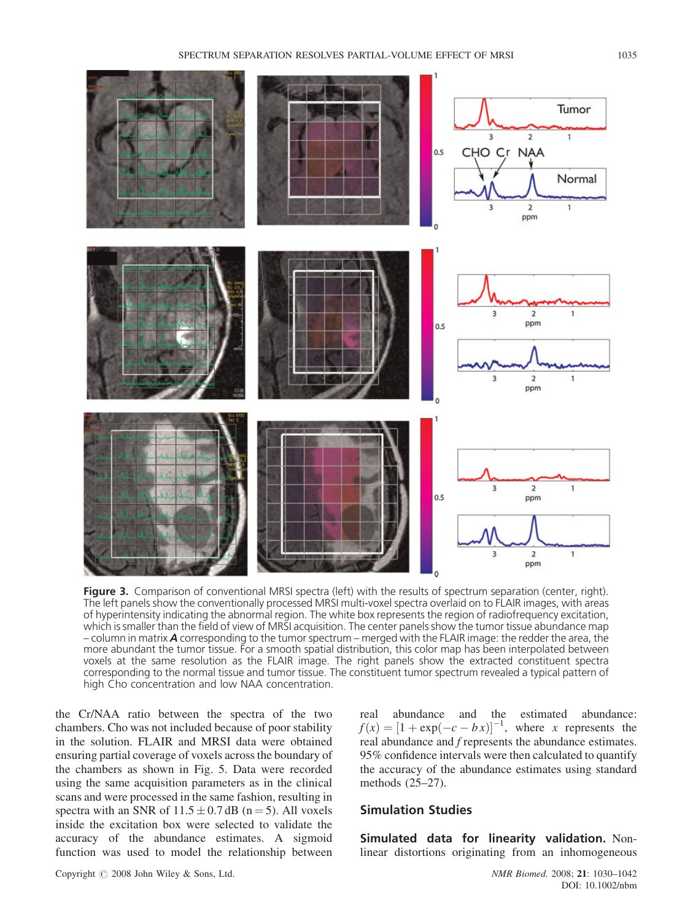**Figure 3.** Comparison of conventional MRSI spectra (left) with the results of spectrum separation (center, right). The left panels show the conventionally processed MRSI multi-voxel spectra overlaid on to FLAIR images, with areas of hyperintensity indicating the abnormal region. The white box represents the region of radiofrequency excitation, which is smaller than the field of view of MRSI acquisition. The center panels show the tumor tissue abundance map – column in matrix ***A*** corresponding to the tumor spectrum – merged with the FLAIR image: the redder the area, the more abundant the tumor tissue. For a smooth spatial distribution, this color map has been interpolated between voxels at the same resolution as the FLAIR image. The right panels show the extracted constituent spectra corresponding to the normal tissue and tumor tissue. The constituent tumor spectrum revealed a typical pattern of high Cho concentration and low NAA concentration.

the Cr/NAA ratio between the spectra of the two chambers. Cho was not included because of poor stability in the solution. FLAIR and MRSI data were obtained ensuring partial coverage of voxels across the boundary of the chambers as shown in Fig. 5. Data were recorded using the same acquisition parameters as in the clinical scans and were processed in the same fashion, resulting in spectra with an SNR of $11.5 \pm 0.7$ dB ($n = 5$). All voxels inside the excitation box were selected to validate the accuracy of the abundance estimates. A sigmoid function was used to model the relationship between real abundance and the estimated abundance: $f(x) = [1 + \exp(-c - bx)]^{-1}$, where $x$ represents the real abundance and $f$ represents the abundance estimates. 95% confidence intervals were then calculated to quantify the accuracy of the abundance estimates using standard methods (25–27).

## Simulation Studies

**Simulated data for linearity validation.** Non-linear distortions originating from an inhomogeneous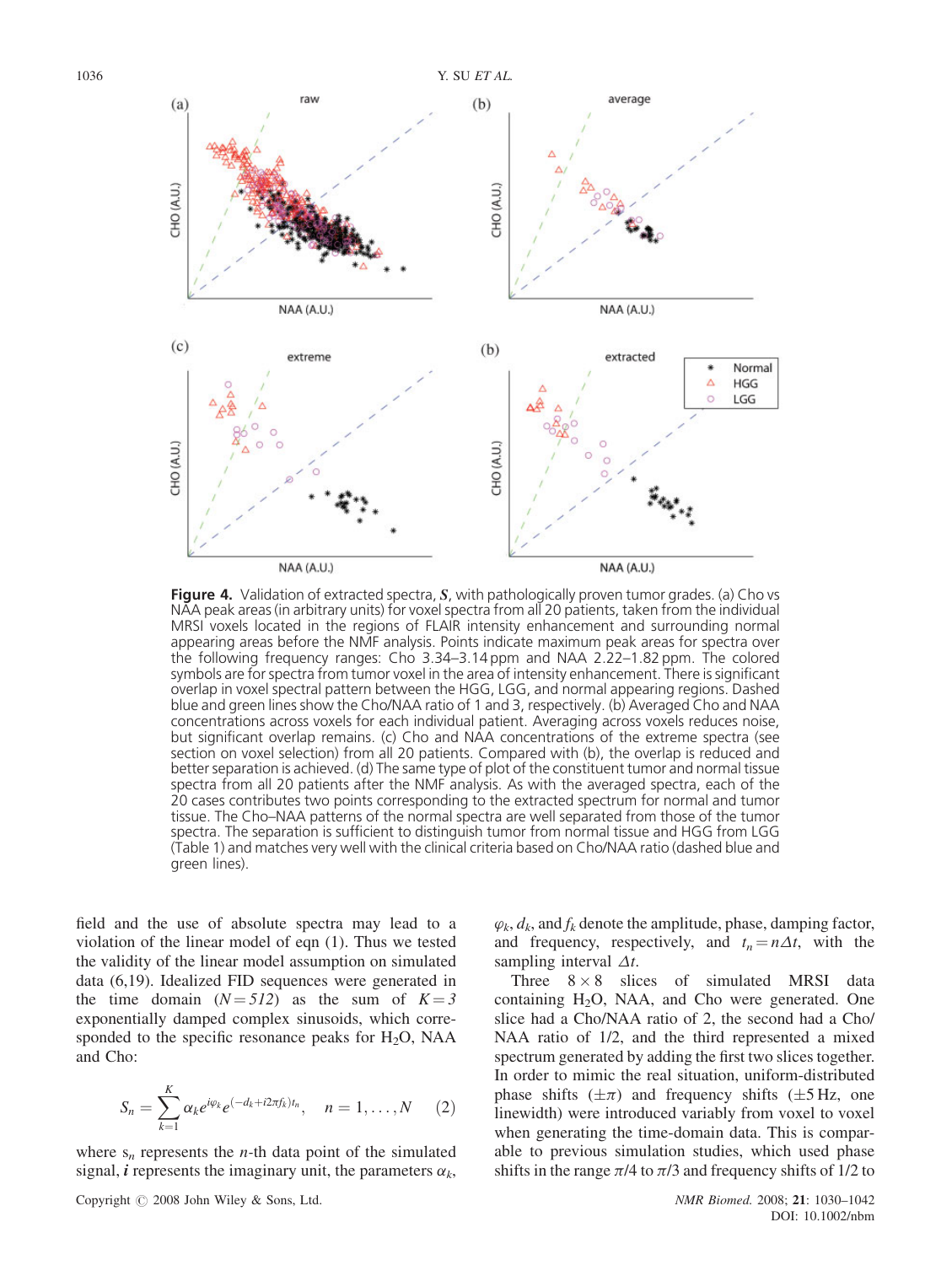**Figure 4.** Validation of extracted spectra, $\boldsymbol{S}$, with pathologically proven tumor grades. (a) Cho vs NAA peak areas (in arbitrary units) for voxel spectra from all 20 patients, taken from the individual MRSI voxels located in the regions of FLAIR intensity enhancement and surrounding normal appearing areas before the NMF analysis. Points indicate maximum peak areas for spectra over the following frequency ranges: Cho 3.34–3.14 ppm and NAA 2.22–1.82 ppm. The colored symbols are for spectra from tumor voxel in the area of intensity enhancement. There is significant overlap in voxel spectral pattern between the HGG, LGG, and normal appearing regions. Dashed blue and green lines show the Cho/NAA ratio of 1 and 3, respectively. (b) Averaged Cho and NAA concentrations across voxels for each individual patient. Averaging across voxels reduces noise, but significant overlap remains. (c) Cho and NAA concentrations of the extreme spectra (see section on voxel selection) from all 20 patients. Compared with (b), the overlap is reduced and better separation is achieved. (d) The same type of plot of the constituent tumor and normal tissue spectra from all 20 patients after the NMF analysis. As with the averaged spectra, each of the 20 cases contributes two points corresponding to the extracted spectrum for normal and tumor tissue. The Cho–NAA patterns of the normal spectra are well separated from those of the tumor spectra. The separation is sufficient to distinguish tumor from normal tissue and HGG from LGG (Table 1) and matches very well with the clinical criteria based on Cho/NAA ratio (dashed blue and green lines).

field and the use of absolute spectra may lead to a violation of the linear model of eqn (1). Thus we tested the validity of the linear model assumption on simulated data (6,19). Idealized FID sequences were generated in the time domain ($N = 512$) as the sum of $K = 3$ exponentially damped complex sinusoids, which corresponded to the specific resonance peaks for $H_2O$, NAA and Cho:

$$S_n = \sum_{k=1}^{K} \alpha_k e^{i\varphi_k} e^{(-d_k + i2\pi f_k)t_n}, \quad n = 1, \ldots, N \qquad (2)$$

where $s_n$ represents the $n$-th data point of the simulated signal, $\boldsymbol{i}$ represents the imaginary unit, the parameters $\alpha_k$, $\varphi_k$, $d_k$, and $f_k$ denote the amplitude, phase, damping factor, and frequency, respectively, and $t_n = n\Delta t$, with the sampling interval $\Delta t$.

Three $8 \times 8$ slices of simulated MRSI data containing $H_2O$, NAA, and Cho were generated. One slice had a Cho/NAA ratio of 2, the second had a Cho/NAA ratio of 1/2, and the third represented a mixed spectrum generated by adding the first two slices together. In order to mimic the real situation, uniform-distributed phase shifts ($\pm\pi$) and frequency shifts ($\pm 5$ Hz, one linewidth) were introduced variably from voxel to voxel when generating the time-domain data. This is comparable to previous simulation studies, which used phase shifts in the range $\pi/4$ to $\pi/3$ and frequency shifts of 1/2 to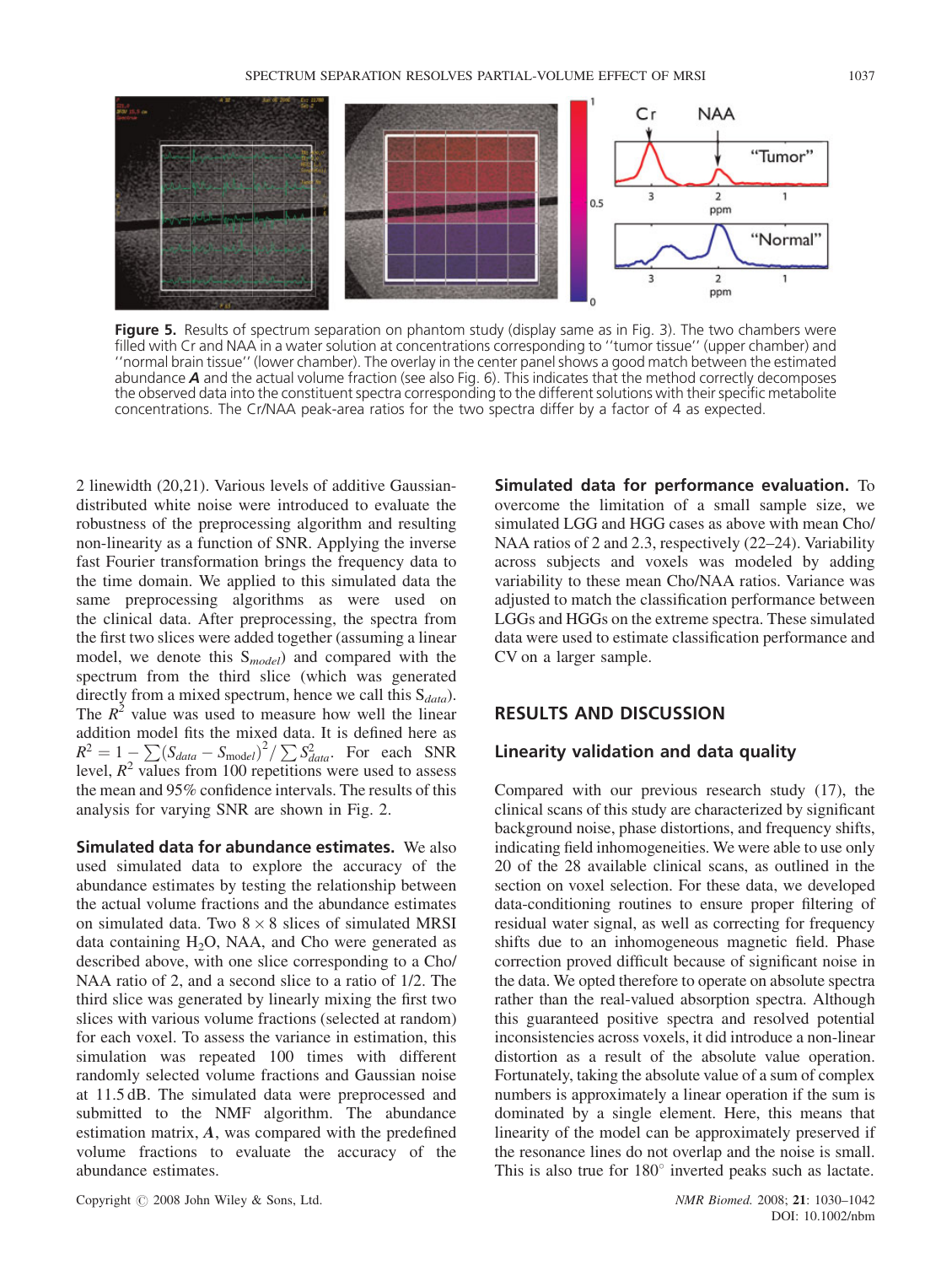**Figure 5.** Results of spectrum separation on phantom study (display same as in Fig. 3). The two chambers were filled with Cr and NAA in a water solution at concentrations corresponding to ''tumor tissue'' (upper chamber) and ''normal brain tissue'' (lower chamber). The overlay in the center panel shows a good match between the estimated abundance $\boldsymbol{A}$ and the actual volume fraction (see also Fig. 6). This indicates that the method correctly decomposes the observed data into the constituent spectra corresponding to the different solutions with their specific metabolite concentrations. The Cr/NAA peak-area ratios for the two spectra differ by a factor of 4 as expected.

2 linewidth (20,21). Various levels of additive Gaussian-distributed white noise were introduced to evaluate the robustness of the preprocessing algorithm and resulting non-linearity as a function of SNR. Applying the inverse fast Fourier transformation brings the frequency data to the time domain. We applied to this simulated data the same preprocessing algorithms as were used on the clinical data. After preprocessing, the spectra from the first two slices were added together (assuming a linear model, we denote this $S_{model}$) and compared with the spectrum from the third slice (which was generated directly from a mixed spectrum, hence we call this $S_{data}$). The $R^2$ value was used to measure how well the linear addition model fits the mixed data. It is defined here as $R^2 = 1 - \sum(S_{data} - S_{\mathrm{model}})^2 / \sum S_{data}^2$. For each SNR level, $R^2$ values from 100 repetitions were used to assess the mean and 95% confidence intervals. The results of this analysis for varying SNR are shown in Fig. 2.

**Simulated data for abundance estimates.** We also used simulated data to explore the accuracy of the abundance estimates by testing the relationship between the actual volume fractions and the abundance estimates on simulated data. Two $8 \times 8$ slices of simulated MRSI data containing $H_2O$, NAA, and Cho were generated as described above, with one slice corresponding to a Cho/NAA ratio of 2, and a second slice to a ratio of 1/2. The third slice was generated by linearly mixing the first two slices with various volume fractions (selected at random) for each voxel. To assess the variance in estimation, this simulation was repeated 100 times with different randomly selected volume fractions and Gaussian noise at 11.5 dB. The simulated data were preprocessed and submitted to the NMF algorithm. The abundance estimation matrix, $\boldsymbol{A}$, was compared with the predefined volume fractions to evaluate the accuracy of the abundance estimates.

**Simulated data for performance evaluation.** To overcome the limitation of a small sample size, we simulated LGG and HGG cases as above with mean Cho/NAA ratios of 2 and 2.3, respectively (22–24). Variability across subjects and voxels was modeled by adding variability to these mean Cho/NAA ratios. Variance was adjusted to match the classification performance between LGGs and HGGs on the extreme spectra. These simulated data were used to estimate classification performance and CV on a larger sample.

## RESULTS AND DISCUSSION

### Linearity validation and data quality

Compared with our previous research study (17), the clinical scans of this study are characterized by significant background noise, phase distortions, and frequency shifts, indicating field inhomogeneities. We were able to use only 20 of the 28 available clinical scans, as outlined in the section on voxel selection. For these data, we developed data-conditioning routines to ensure proper filtering of residual water signal, as well as correcting for frequency shifts due to an inhomogeneous magnetic field. Phase correction proved difficult because of significant noise in the data. We opted therefore to operate on absolute spectra rather than the real-valued absorption spectra. Although this guaranteed positive spectra and resolved potential inconsistencies across voxels, it did introduce a non-linear distortion as a result of the absolute value operation. Fortunately, taking the absolute value of a sum of complex numbers is approximately a linear operation if the sum is dominated by a single element. Here, this means that linearity of the model can be approximately preserved if the resonance lines do not overlap and the noise is small. This is also true for 180° inverted peaks such as lactate.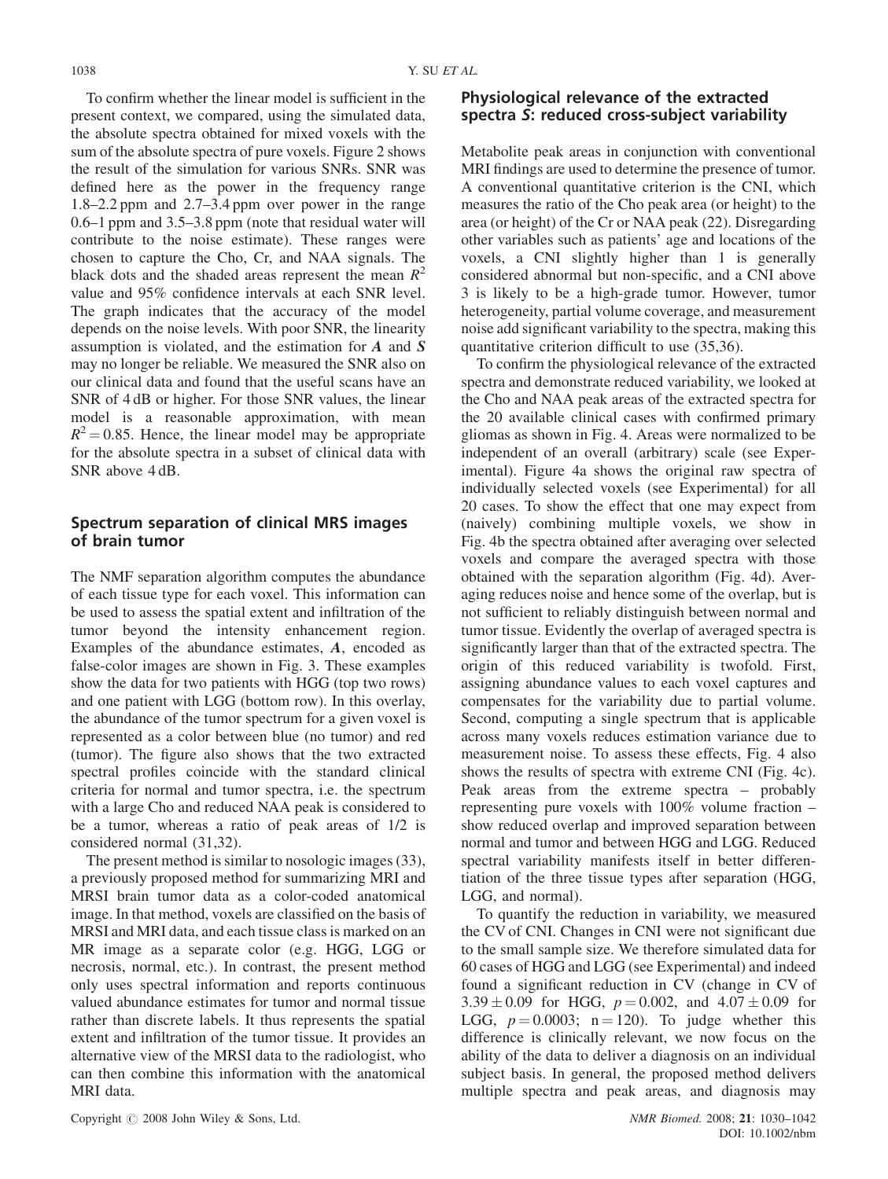To confirm whether the linear model is sufficient in the present context, we compared, using the simulated data, the absolute spectra obtained for mixed voxels with the sum of the absolute spectra of pure voxels. Figure 2 shows the result of the simulation for various SNRs. SNR was defined here as the power in the frequency range 1.8–2.2 ppm and 2.7–3.4 ppm over power in the range 0.6–1 ppm and 3.5–3.8 ppm (note that residual water will contribute to the noise estimate). These ranges were chosen to capture the Cho, Cr, and NAA signals. The black dots and the shaded areas represent the mean $R^2$ value and 95% confidence intervals at each SNR level. The graph indicates that the accuracy of the model depends on the noise levels. With poor SNR, the linearity assumption is violated, and the estimation for $\boldsymbol{A}$ and $\boldsymbol{S}$ may no longer be reliable. We measured the SNR also on our clinical data and found that the useful scans have an SNR of 4 dB or higher. For those SNR values, the linear model is a reasonable approximation, with mean $R^2 = 0.85$. Hence, the linear model may be appropriate for the absolute spectra in a subset of clinical data with SNR above 4 dB.

## Spectrum separation of clinical MRS images of brain tumor

The NMF separation algorithm computes the abundance of each tissue type for each voxel. This information can be used to assess the spatial extent and infiltration of the tumor beyond the intensity enhancement region. Examples of the abundance estimates, $\boldsymbol{A}$, encoded as false-color images are shown in Fig. 3. These examples show the data for two patients with HGG (top two rows) and one patient with LGG (bottom row). In this overlay, the abundance of the tumor spectrum for a given voxel is represented as a color between blue (no tumor) and red (tumor). The figure also shows that the two extracted spectral profiles coincide with the standard clinical criteria for normal and tumor spectra, i.e. the spectrum with a large Cho and reduced NAA peak is considered to be a tumor, whereas a ratio of peak areas of 1/2 is considered normal (31,32).

The present method is similar to nosologic images (33), a previously proposed method for summarizing MRI and MRSI brain tumor data as a color-coded anatomical image. In that method, voxels are classified on the basis of MRSI and MRI data, and each tissue class is marked on an MR image as a separate color (e.g. HGG, LGG or necrosis, normal, etc.). In contrast, the present method only uses spectral information and reports continuous valued abundance estimates for tumor and normal tissue rather than discrete labels. It thus represents the spatial extent and infiltration of the tumor tissue. It provides an alternative view of the MRSI data to the radiologist, who can then combine this information with the anatomical MRI data.

## Physiological relevance of the extracted spectra $\boldsymbol{S}$: reduced cross-subject variability

Metabolite peak areas in conjunction with conventional MRI findings are used to determine the presence of tumor. A conventional quantitative criterion is the CNI, which measures the ratio of the Cho peak area (or height) to the area (or height) of the Cr or NAA peak (22). Disregarding other variables such as patients' age and locations of the voxels, a CNI slightly higher than 1 is generally considered abnormal but non-specific, and a CNI above 3 is likely to be a high-grade tumor. However, tumor heterogeneity, partial volume coverage, and measurement noise add significant variability to the spectra, making this quantitative criterion difficult to use (35,36).

To confirm the physiological relevance of the extracted spectra and demonstrate reduced variability, we looked at the Cho and NAA peak areas of the extracted spectra for the 20 available clinical cases with confirmed primary gliomas as shown in Fig. 4. Areas were normalized to be independent of an overall (arbitrary) scale (see Experimental). Figure 4a shows the original raw spectra of individually selected voxels (see Experimental) for all 20 cases. To show the effect that one may expect from (naively) combining multiple voxels, we show in Fig. 4b the spectra obtained after averaging over selected voxels and compare the averaged spectra with those obtained with the separation algorithm (Fig. 4d). Averaging reduces noise and hence some of the overlap, but is not sufficient to reliably distinguish between normal and tumor tissue. Evidently the overlap of averaged spectra is significantly larger than that of the extracted spectra. The origin of this reduced variability is twofold. First, assigning abundance values to each voxel captures and compensates for the variability due to partial volume. Second, computing a single spectrum that is applicable across many voxels reduces estimation variance due to measurement noise. To assess these effects, Fig. 4 also shows the results of spectra with extreme CNI (Fig. 4c). Peak areas from the extreme spectra – probably representing pure voxels with 100% volume fraction – show reduced overlap and improved separation between normal and tumor and between HGG and LGG. Reduced spectral variability manifests itself in better differentiation of the three tissue types after separation (HGG, LGG, and normal).

To quantify the reduction in variability, we measured the CV of CNI. Changes in CNI were not significant due to the small sample size. We therefore simulated data for 60 cases of HGG and LGG (see Experimental) and indeed found a significant reduction in CV (change in CV of $3.39 \pm 0.09$ for HGG, $p = 0.002$, and $4.07 \pm 0.09$ for LGG, $p = 0.0003$; $n = 120$). To judge whether this difference is clinically relevant, we now focus on the ability of the data to deliver a diagnosis on an individual subject basis. In general, the proposed method delivers multiple spectra and peak areas, and diagnosis may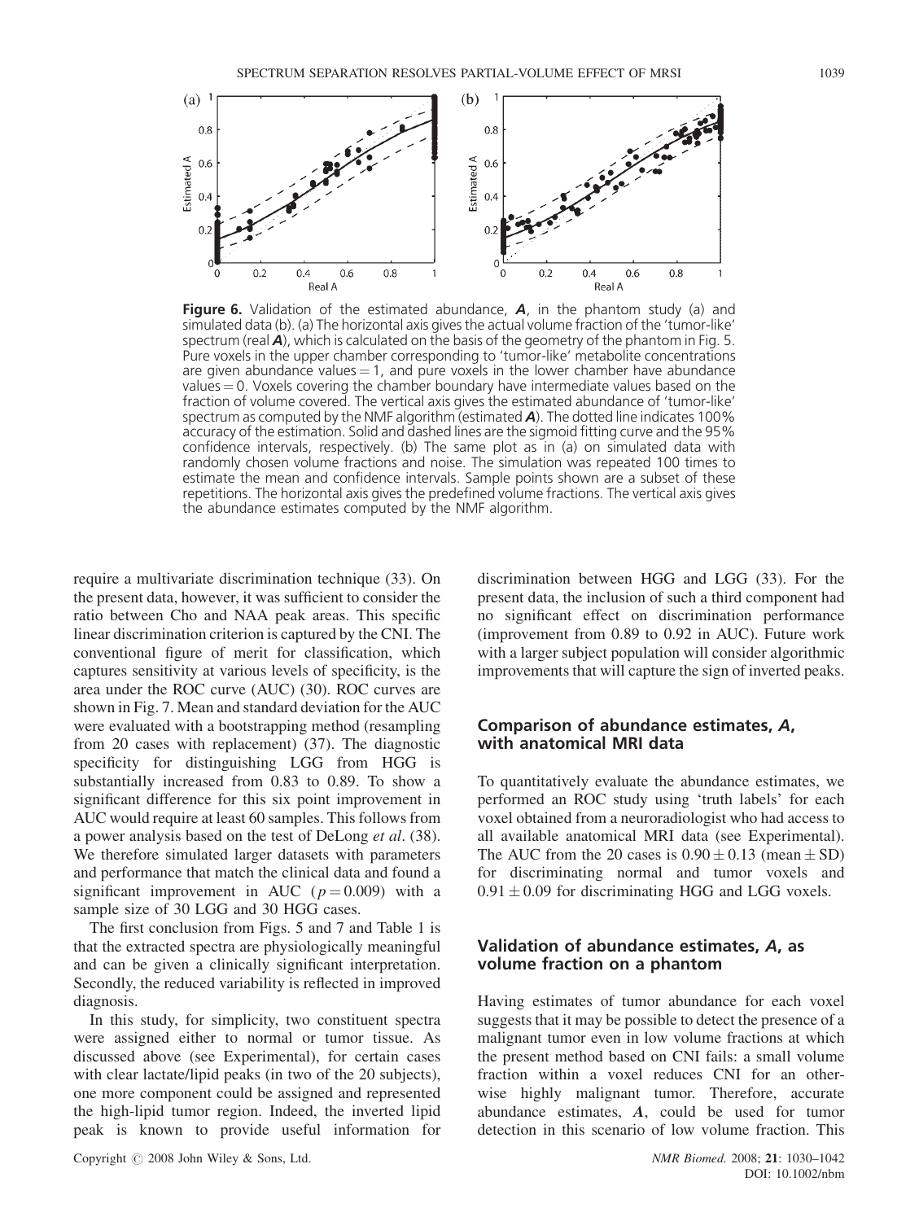**Figure 6.** Validation of the estimated abundance, ***A***, in the phantom study (a) and simulated data (b). (a) The horizontal axis gives the actual volume fraction of the 'tumor-like' spectrum (real ***A***), which is calculated on the basis of the geometry of the phantom in Fig. 5. Pure voxels in the upper chamber corresponding to 'tumor-like' metabolite concentrations are given abundance values = 1, and pure voxels in the lower chamber have abundance values = 0. Voxels covering the chamber boundary have intermediate values based on the fraction of volume covered. The vertical axis gives the estimated abundance of 'tumor-like' spectrum as computed by the NMF algorithm (estimated ***A***). The dotted line indicates 100% accuracy of the estimation. Solid and dashed lines are the sigmoid fitting curve and the 95% confidence intervals, respectively. (b) The same plot as in (a) on simulated data with randomly chosen volume fractions and noise. The simulation was repeated 100 times to estimate the mean and confidence intervals. Sample points shown are a subset of these repetitions. The horizontal axis gives the predefined volume fractions. The vertical axis gives the abundance estimates computed by the NMF algorithm.

require a multivariate discrimination technique (33). On the present data, however, it was sufficient to consider the ratio between Cho and NAA peak areas. This specific linear discrimination criterion is captured by the CNI. The conventional figure of merit for classification, which captures sensitivity at various levels of specificity, is the area under the ROC curve (AUC) (30). ROC curves are shown in Fig. 7. Mean and standard deviation for the AUC were evaluated with a bootstrapping method (resampling from 20 cases with replacement) (37). The diagnostic specificity for distinguishing LGG from HGG is substantially increased from 0.83 to 0.89. To show a significant difference for this six point improvement in AUC would require at least 60 samples. This follows from a power analysis based on the test of DeLong *et al*. (38). We therefore simulated larger datasets with parameters and performance that match the clinical data and found a significant improvement in AUC ($p = 0.009$) with a sample size of 30 LGG and 30 HGG cases.

The first conclusion from Figs. 5 and 7 and Table 1 is that the extracted spectra are physiologically meaningful and can be given a clinically significant interpretation. Secondly, the reduced variability is reflected in improved diagnosis.

In this study, for simplicity, two constituent spectra were assigned either to normal or tumor tissue. As discussed above (see Experimental), for certain cases with clear lactate/lipid peaks (in two of the 20 subjects), one more component could be assigned and represented the high-lipid tumor region. Indeed, the inverted lipid peak is known to provide useful information for discrimination between HGG and LGG (33). For the present data, the inclusion of such a third component had no significant effect on discrimination performance (improvement from 0.89 to 0.92 in AUC). Future work with a larger subject population will consider algorithmic improvements that will capture the sign of inverted peaks.

## Comparison of abundance estimates, *A*, with anatomical MRI data

To quantitatively evaluate the abundance estimates, we performed an ROC study using 'truth labels' for each voxel obtained from a neuroradiologist who had access to all available anatomical MRI data (see Experimental). The AUC from the 20 cases is $0.90 \pm 0.13$ (mean $\pm$ SD) for discriminating normal and tumor voxels and $0.91 \pm 0.09$ for discriminating HGG and LGG voxels.

## Validation of abundance estimates, *A*, as volume fraction on a phantom

Having estimates of tumor abundance for each voxel suggests that it may be possible to detect the presence of a malignant tumor even in low volume fractions at which the present method based on CNI fails: a small volume fraction within a voxel reduces CNI for an otherwise highly malignant tumor. Therefore, accurate abundance estimates, ***A***, could be used for tumor detection in this scenario of low volume fraction. This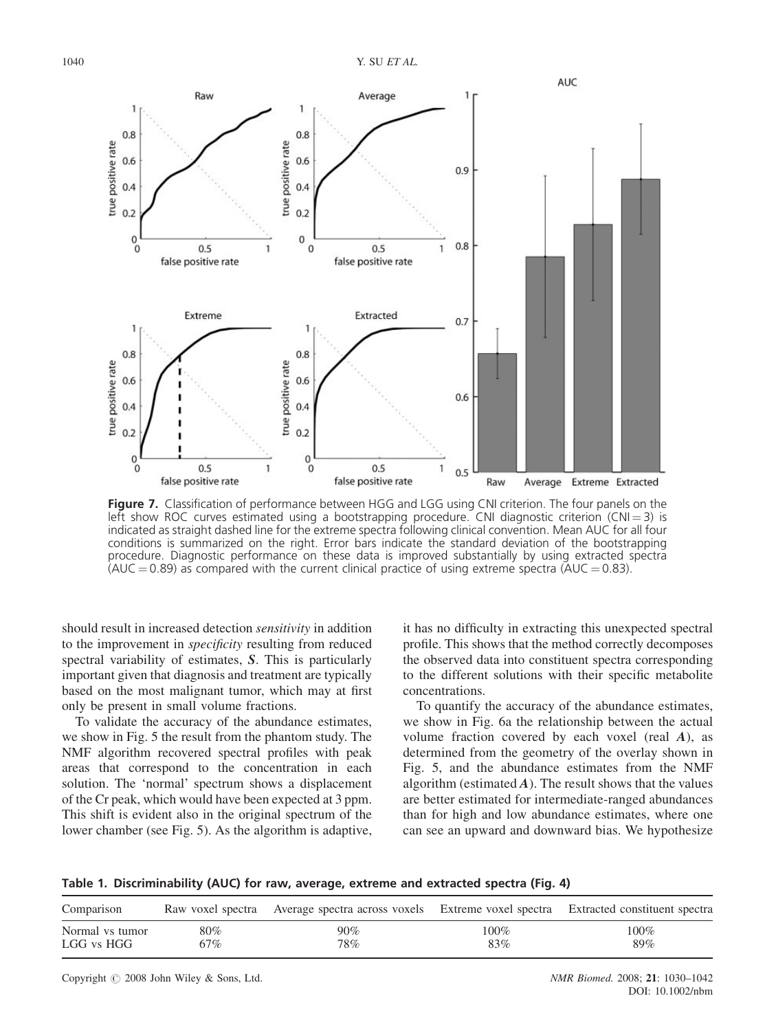**Figure 7.** Classification of performance between HGG and LGG using CNI criterion. The four panels on the left show ROC curves estimated using a bootstrapping procedure. CNI diagnostic criterion (CNI = 3) is indicated as straight dashed line for the extreme spectra following clinical convention. Mean AUC for all four conditions is summarized on the right. Error bars indicate the standard deviation of the bootstrapping procedure. Diagnostic performance on these data is improved substantially by using extracted spectra (AUC = 0.89) as compared with the current clinical practice of using extreme spectra (AUC = 0.83).

should result in increased detection *sensitivity* in addition to the improvement in *specificity* resulting from reduced spectral variability of estimates, $\boldsymbol{S}$. This is particularly important given that diagnosis and treatment are typically based on the most malignant tumor, which may at first only be present in small volume fractions.

To validate the accuracy of the abundance estimates, we show in Fig. 5 the result from the phantom study. The NMF algorithm recovered spectral profiles with peak areas that correspond to the concentration in each solution. The 'normal' spectrum shows a displacement of the Cr peak, which would have been expected at 3 ppm. This shift is evident also in the original spectrum of the lower chamber (see Fig. 5). As the algorithm is adaptive, it has no difficulty in extracting this unexpected spectral profile. This shows that the method correctly decomposes the observed data into constituent spectra corresponding to the different solutions with their specific metabolite concentrations.

To quantify the accuracy of the abundance estimates, we show in Fig. 6a the relationship between the actual volume fraction covered by each voxel (real $\boldsymbol{A}$), as determined from the geometry of the overlay shown in Fig. 5, and the abundance estimates from the NMF algorithm (estimated $\boldsymbol{A}$). The result shows that the values are better estimated for intermediate-ranged abundances than for high and low abundance estimates, where one can see an upward and downward bias. We hypothesize

**Table 1. Discriminability (AUC) for raw, average, extreme and extracted spectra (Fig. 4)**

| Comparison | Raw voxel spectra | Average spectra across voxels | Extreme voxel spectra | Extracted constituent spectra |
|---|---|---|---|---|
| Normal vs tumor | 80% | 90% | 100% | 100% |
| LGG vs HGG | 67% | 78% | 83% | 89% |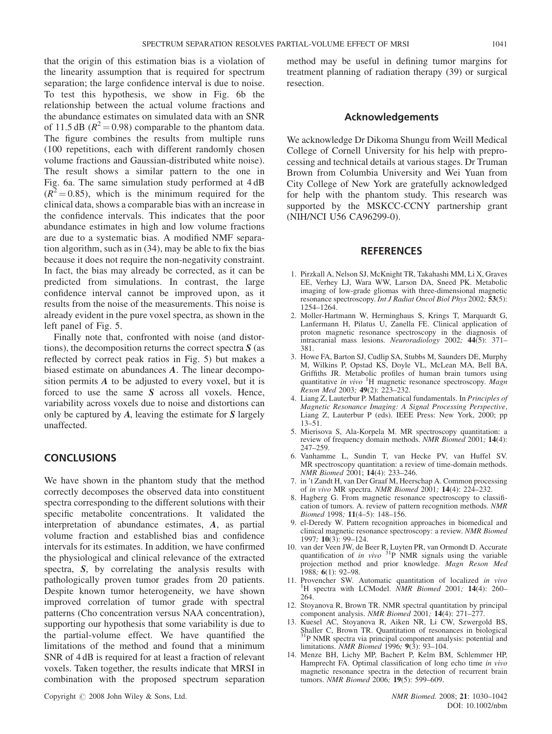that the origin of this estimation bias is a violation of the linearity assumption that is required for spectrum separation; the large confidence interval is due to noise. To test this hypothesis, we show in Fig. 6b the relationship between the actual volume fractions and the abundance estimates on simulated data with an SNR of 11.5 dB ($R^2 = 0.98$) comparable to the phantom data. The figure combines the results from multiple runs (100 repetitions, each with different randomly chosen volume fractions and Gaussian-distributed white noise). The result shows a similar pattern to the one in Fig. 6a. The same simulation study performed at 4 dB ($R^2 = 0.85$), which is the minimum required for the clinical data, shows a comparable bias with an increase in the confidence intervals. This indicates that the poor abundance estimates in high and low volume fractions are due to a systematic bias. A modified NMF separation algorithm, such as in (34), may be able to fix the bias because it does not require the non-negativity constraint. In fact, the bias may already be corrected, as it can be predicted from simulations. In contrast, the large confidence interval cannot be improved upon, as it results from the noise of the measurements. This noise is already evident in the pure voxel spectra, as shown in the left panel of Fig. 5.

Finally note that, confronted with noise (and distortions), the decomposition returns the correct spectra $\boldsymbol{S}$ (as reflected by correct peak ratios in Fig. 5) but makes a biased estimate on abundances $\boldsymbol{A}$. The linear decomposition permits $\boldsymbol{A}$ to be adjusted to every voxel, but it is forced to use the same $\boldsymbol{S}$ across all voxels. Hence, variability across voxels due to noise and distortions can only be captured by $\boldsymbol{A}$, leaving the estimate for $\boldsymbol{S}$ largely unaffected.

## CONCLUSIONS

We have shown in the phantom study that the method correctly decomposes the observed data into constituent spectra corresponding to the different solutions with their specific metabolite concentrations. It validated the interpretation of abundance estimates, $\boldsymbol{A}$, as partial volume fraction and established bias and confidence intervals for its estimates. In addition, we have confirmed the physiological and clinical relevance of the extracted spectra, $\boldsymbol{S}$, by correlating the analysis results with pathologically proven tumor grades from 20 patients. Despite known tumor heterogeneity, we have shown improved correlation of tumor grade with spectral patterns (Cho concentration versus NAA concentration), supporting our hypothesis that some variability is due to the partial-volume effect. We have quantified the limitations of the method and found that a minimum SNR of 4 dB is required for at least a fraction of relevant voxels. Taken together, the results indicate that MRSI in combination with the proposed spectrum separation method may be useful in defining tumor margins for treatment planning of radiation therapy (39) or surgical resection.

## Acknowledgements

We acknowledge Dr Dikoma Shungu from Weill Medical College of Cornell University for his help with preprocessing and technical details at various stages. Dr Truman Brown from Columbia University and Wei Yuan from City College of New York are gratefully acknowledged for help with the phantom study. This research was supported by the MSKCC-CCNY partnership grant (NIH/NCI U56 CA96299-0).

## REFERENCES

1. Pirzkall A, Nelson SJ, McKnight TR, Takahashi MM, Li X, Graves EE, Verhey LJ, Wara WW, Larson DA, Sneed PK. Metabolic imaging of low-grade gliomas with three-dimensional magnetic resonance spectroscopy. *Int J Radiat Oncol Biol Phys* 2002; **53**(5): 1254–1264.
2. Moller-Hartmann W, Herminghaus S, Krings T, Marquardt G, Lanfermann H, Pilatus U, Zanella FE. Clinical application of proton magnetic resonance spectroscopy in the diagnosis of intracranial mass lesions. *Neuroradiology* 2002; **44**(5): 371–381.
3. Howe FA, Barton SJ, Cudlip SA, Stubbs M, Saunders DE, Murphy M, Wilkins P, Opstad KS, Doyle VL, McLean MA, Bell BA, Griffiths JR. Metabolic profiles of human brain tumors using quantitative *in vivo* $^1$H magnetic resonance spectroscopy. *Magn Reson Med* 2003; **49**(2): 223–232.
4. Liang Z, Lauterbur P. Mathematical fundamentals. In *Principles of Magnetic Resonance Imaging: A Signal Processing Perspective*, Liang Z, Lauterbur P (eds). IEEE Press: New York, 2000; pp 13–51.
5. Mierisova S, Ala-Korpela M. MR spectroscopy quantitation: a review of frequency domain methods. *NMR Biomed* 2001; **14**(4): 247–259.
6. Vanhamme L, Sundin T, van Hecke PV, van Huffel SV. MR spectroscopy quantitation: a review of time-domain methods. *NMR Biomed* 2001; **14**(4): 233–246.
7. in 't Zandt H, van Der Graaf M, Heerschap A. Common processing of *in vivo* MR spectra. *NMR Biomed* 2001; **14**(4): 224–232.
8. Hagberg G. From magnetic resonance spectroscopy to classification of tumors. A. review of pattern recognition methods. *NMR Biomed* 1998; **11**(4–5): 148–156.
9. el-Deredy W. Pattern recognition approaches in biomedical and clinical magnetic resonance spectroscopy: a review. *NMR Biomed* 1997; **10**(3): 99–124.
10. van der Veen JW, de Beer R, Luyten PR, van Ormondt D. Accurate quantification of *in vivo* $^{31}$P NMR signals using the variable projection method and prior knowledge. *Magn Reson Med* 1988; **6**(1): 92–98.
11. Provencher SW. Automatic quantitation of localized *in vivo* $^1$H spectra with LCModel. *NMR Biomed* 2001; **14**(4): 260–264.
12. Stoyanova R, Brown TR. NMR spectral quantitation by principal component analysis. *NMR Biomed* 2001; **14**(4): 271–277.
13. Kuesel AC, Stoyanova R, Aiken NR, Li CW, Szwergold BS, Shaller C, Brown TR. Quantitation of resonances in biological $^{31}$P NMR spectra via principal component analysis: potential and limitations. *NMR Biomed* 1996; **9**(3): 93–104.
14. Menze BH, Lichy MP, Bachert P, Kelm BM, Schlemmer HP, Hamprecht FA. Optimal classification of long echo time *in vivo* magnetic resonance spectra in the detection of recurrent brain tumors. *NMR Biomed* 2006; **19**(5): 599–609.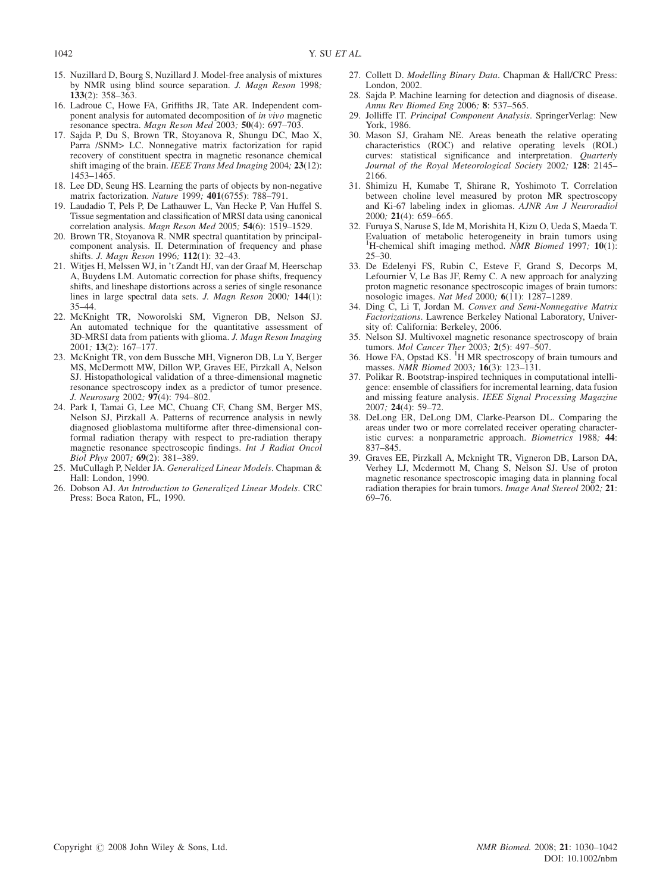15. Nuzillard D, Bourg S, Nuzillard J. Model-free analysis of mixtures by NMR using blind source separation. *J. Magn Reson* 1998; **133**(2): 358–363.
16. Ladroue C, Howe FA, Griffiths JR, Tate AR. Independent component analysis for automated decomposition of *in vivo* magnetic resonance spectra. *Magn Reson Med* 2003; **50**(4): 697–703.
17. Sajda P, Du S, Brown TR, Stoyanova R, Shungu DC, Mao X, Parra /SNM> LC. Nonnegative matrix factorization for rapid recovery of constituent spectra in magnetic resonance chemical shift imaging of the brain. *IEEE Trans Med Imaging* 2004; **23**(12): 1453–1465.
18. Lee DD, Seung HS. Learning the parts of objects by non-negative matrix factorization. *Nature* 1999; **401**(6755): 788–791.
19. Laudadio T, Pels P, De Lathauwer L, Van Hecke P, Van Huffel S. Tissue segmentation and classification of MRSI data using canonical correlation analysis. *Magn Reson Med* 2005; **54**(6): 1519–1529.
20. Brown TR, Stoyanova R. NMR spectral quantitation by principal-component analysis. II. Determination of frequency and phase shifts. *J. Magn Reson* 1996; **112**(1): 32–43.
21. Witjes H, Melssen WJ, in 't Zandt HJ, van der Graaf M, Heerschap A, Buydens LM. Automatic correction for phase shifts, frequency shifts, and lineshape distortions across a series of single resonance lines in large spectral data sets. *J. Magn Reson* 2000; **144**(1): 35–44.
22. McKnight TR, Noworolski SM, Vigneron DB, Nelson SJ. An automated technique for the quantitative assessment of 3D-MRSI data from patients with glioma. *J. Magn Reson Imaging* 2001; **13**(2): 167–177.
23. McKnight TR, von dem Bussche MH, Vigneron DB, Lu Y, Berger MS, McDermott MW, Dillon WP, Graves EE, Pirzkall A, Nelson SJ. Histopathological validation of a three-dimensional magnetic resonance spectroscopy index as a predictor of tumor presence. *J. Neurosurg* 2002; **97**(4): 794–802.
24. Park I, Tamai G, Lee MC, Chuang CF, Chang SM, Berger MS, Nelson SJ, Pirzkall A. Patterns of recurrence analysis in newly diagnosed glioblastoma multiforme after three-dimensional conformal radiation therapy with respect to pre-radiation therapy magnetic resonance spectroscopic findings. *Int J Radiat Oncol Biol Phys* 2007; **69**(2): 381–389.
25. MuCullagh P, Nelder JA. *Generalized Linear Models*. Chapman & Hall: London, 1990.
26. Dobson AJ. *An Introduction to Generalized Linear Models*. CRC Press: Boca Raton, FL, 1990.
27. Collett D. *Modelling Binary Data*. Chapman & Hall/CRC Press: London, 2002.
28. Sajda P. Machine learning for detection and diagnosis of disease. *Annu Rev Biomed Eng* 2006; **8**: 537–565.
29. Jolliffe IT. *Principal Component Analysis*. SpringerVerlag: New York, 1986.
30. Mason SJ, Graham NE. Areas beneath the relative operating characteristics (ROC) and relative operating levels (ROL) curves: statistical significance and interpretation. *Quarterly Journal of the Royal Meteorological Society* 2002; **128**: 2145–2166.
31. Shimizu H, Kumabe T, Shirane R, Yoshimoto T. Correlation between choline level measured by proton MR spectroscopy and Ki-67 labeling index in gliomas. *AJNR Am J Neuroradiol* 2000; **21**(4): 659–665.
32. Furuya S, Naruse S, Ide M, Morishita H, Kizu O, Ueda S, Maeda T. Evaluation of metabolic heterogeneity in brain tumors using [1]H-chemical shift imaging method. *NMR Biomed* 1997; **10**(1): 25–30.
33. De Edelenyi FS, Rubin C, Esteve F, Grand S, Decorps M, Lefournier V, Le Bas JF, Remy C. A new approach for analyzing proton magnetic resonance spectroscopic images of brain tumors: nosologic images. *Nat Med* 2000; **6**(11): 1287–1289.
34. Ding C, Li T, Jordan M. *Convex and Semi-Nonnegative Matrix Factorizations*. Lawrence Berkeley National Laboratory, University of: California: Berkeley, 2006.
35. Nelson SJ. Multivoxel magnetic resonance spectroscopy of brain tumors. *Mol Cancer Ther* 2003; **2**(5): 497–507.
36. Howe FA, Opstad KS. [1]H MR spectroscopy of brain tumours and masses. *NMR Biomed* 2003; **16**(3): 123–131.
37. Polikar R. Bootstrap-inspired techniques in computational intelligence: ensemble of classifiers for incremental learning, data fusion and missing feature analysis. *IEEE Signal Processing Magazine* 2007; **24**(4): 59–72.
38. DeLong ER, DeLong DM, Clarke-Pearson DL. Comparing the areas under two or more correlated receiver operating characteristic curves: a nonparametric approach. *Biometrics* 1988; **44**: 837–845.
39. Graves EE, Pirzkall A, Mcknight TR, Vigneron DB, Larson DA, Verhey LJ, Mcdermott M, Chang S, Nelson SJ. Use of proton magnetic resonance spectroscopic imaging data in planning focal radiation therapies for brain tumors. *Image Anal Stereol* 2002; **21**: 69–76.